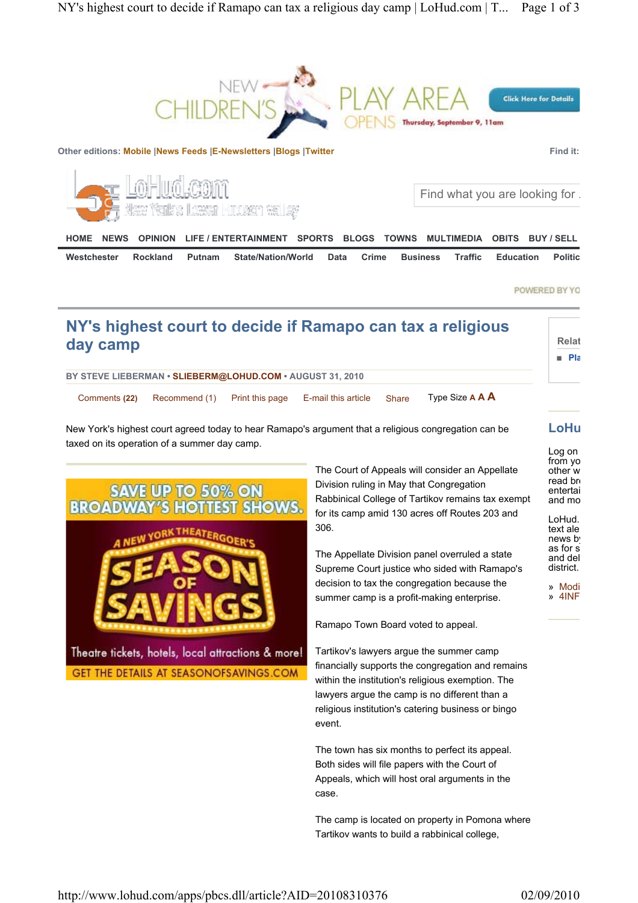# NY's highest court to decide if Ramapo can tax a religious day camp

BY STEVE LIEBERMAN • SLIEBERM@LOHUD.COM • AUGUST 31, 2010

New York's highest court agreed today to hear Ramapo's argument that a religious congregation can be taxed on its operation of a summer day camp.

The Court of Appeals will consider an Appellate Division ruling in May that Congregation Rabbinical College of Tartikov remains tax exempt for its camp amid 130 acres off Routes 203 and 306.

The Appellate Division panel overruled a state Supreme Court justice who sided with Ramapo's decision to tax the congregation because the summer camp is a profit-making enterprise.

Ramapo Town Board voted to appeal.

Tartikov's lawyers argue the summer camp financially supports the congregation and remains within the institution's religious exemption. The lawyers argue the camp is no different than a religious institution's catering business or bingo event.

The town has six months to perfect its appeal. Both sides will file papers with the Court of Appeals, which will host oral arguments in the case.

The camp is located on property in Pomona where Tartikov wants to build a rabbinical college,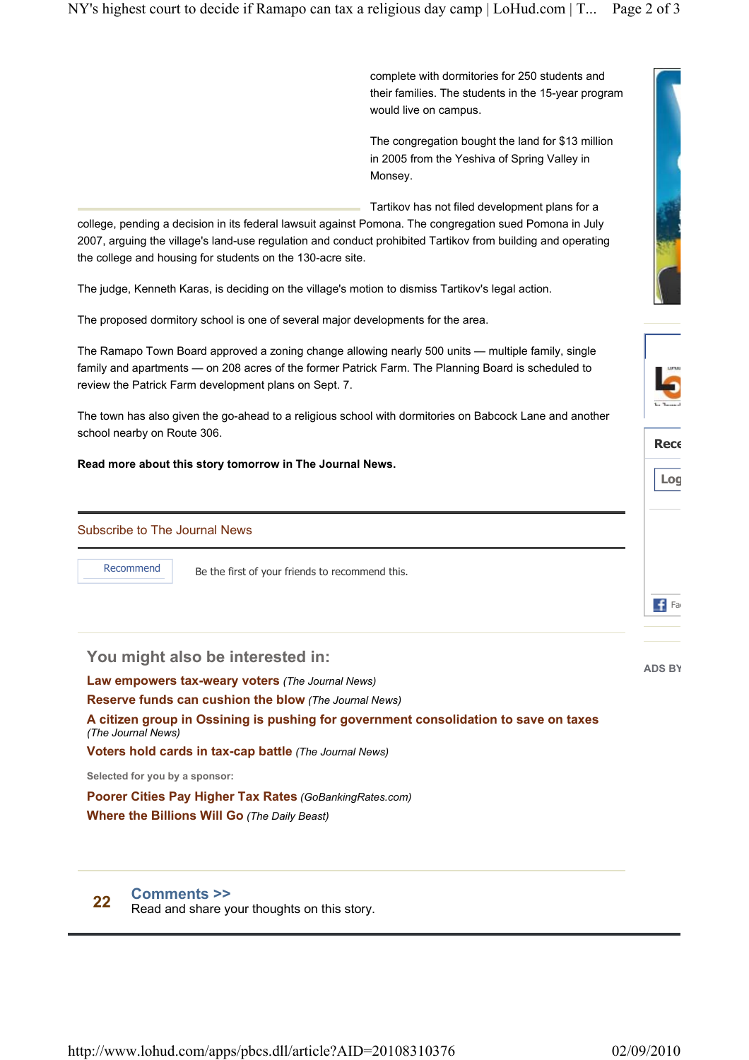complete with dormitories for 250 students and their families. The students in the 15-year program would live on campus.

The congregation bought the land for $13 million in 2005 from the Yeshiva of Spring Valley in Monsey.

Tartikov has not filed development plans for a college, pending a decision in its federal lawsuit against Pomona. The congregation sued Pomona in July 2007, arguing the village's land-use regulation and conduct prohibited Tartikov from building and operating the college and housing for students on the 130-acre site.

The judge, Kenneth Karas, is deciding on the village's motion to dismiss Tartikov's legal action.

The proposed dormitory school is one of several major developments for the area.

The Ramapo Town Board approved a zoning change allowing nearly 500 units — multiple family, single family and apartments — on 208 acres of the former Patrick Farm. The Planning Board is scheduled to review the Patrick Farm development plans on Sept. 7.

The town has also given the go-ahead to a religious school with dormitories on Babcock Lane and another school nearby on Route 306.

**Read more about this story tomorrow in The Journal News.**

Subscribe to The Journal News

Recommend

Be the first of your friends to recommend this.

## You might also be interested in:

**Law empowers tax-weary voters** *(The Journal News)*
**Reserve funds can cushion the blow** *(The Journal News)*
**A citizen group in Ossining is pushing for government consolidation to save on taxes** *(The Journal News)*
**Voters hold cards in tax-cap battle** *(The Journal News)*

Selected for you by a sponsor:

**Poorer Cities Pay Higher Tax Rates** *(GoBankingRates.com)*
**Where the Billions Will Go** *(The Daily Beast)*

22 **Comments >>**
Read and share your thoughts on this story.